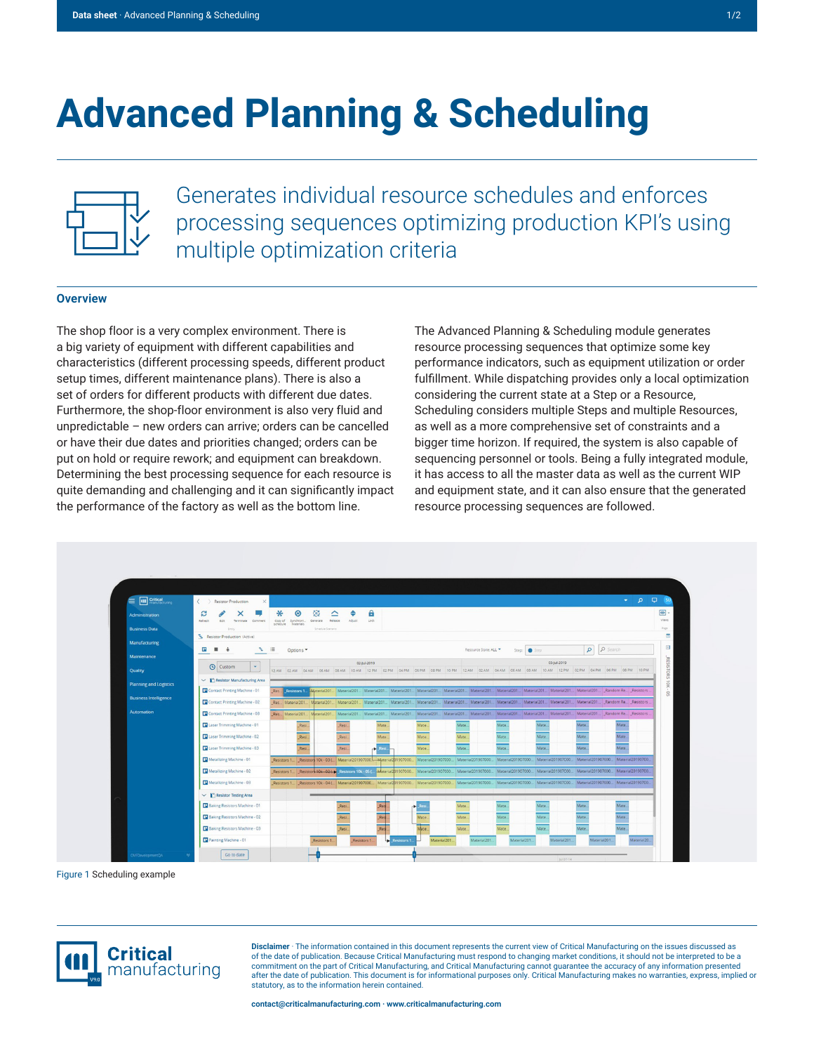# Advanced Planning & Scheduling

Generates individual resource schedules and enforces processing sequences optimizing production KPI's using multiple optimization criteria

## Overview

The shop floor is a very complex environment. There is a big variety of equipment with different capabilities and characteristics (different processing speeds, different product setup times, different maintenance plans). There is also a set of orders for different products with different due dates. Furthermore, the shop-floor environment is also very fluid and unpredictable – new orders can arrive; orders can be cancelled or have their due dates and priorities changed; orders can be put on hold or require rework; and equipment can breakdown. Determining the best processing sequence for each resource is quite demanding and challenging and it can significantly impact the performance of the factory as well as the bottom line.

The Advanced Planning & Scheduling module generates resource processing sequences that optimize some key performance indicators, such as equipment utilization or order fulfillment. While dispatching provides only a local optimization considering the current state at a Step or a Resource, Scheduling considers multiple Steps and multiple Resources, as well as a more comprehensive set of constraints and a bigger time horizon. If required, the system is also capable of sequencing personnel or tools. Being a fully integrated module, it has access to all the master data as well as the current WIP and equipment state, and it can also ensure that the generated resource processing sequences are followed.

Figure 1 Scheduling example

**Disclaimer** · The information contained in this document represents the current view of Critical Manufacturing on the issues discussed as of the date of publication. Because Critical Manufacturing must respond to changing market conditions, it should not be interpreted to be a commitment on the part of Critical Manufacturing, and Critical Manufacturing cannot guarantee the accuracy of any information presented after the date of publication. This document is for informational purposes only. Critical Manufacturing makes no warranties, express, implied or statutory, as to the information herein contained.

contact@criticalmanufacturing.com · www.criticalmanufacturing.com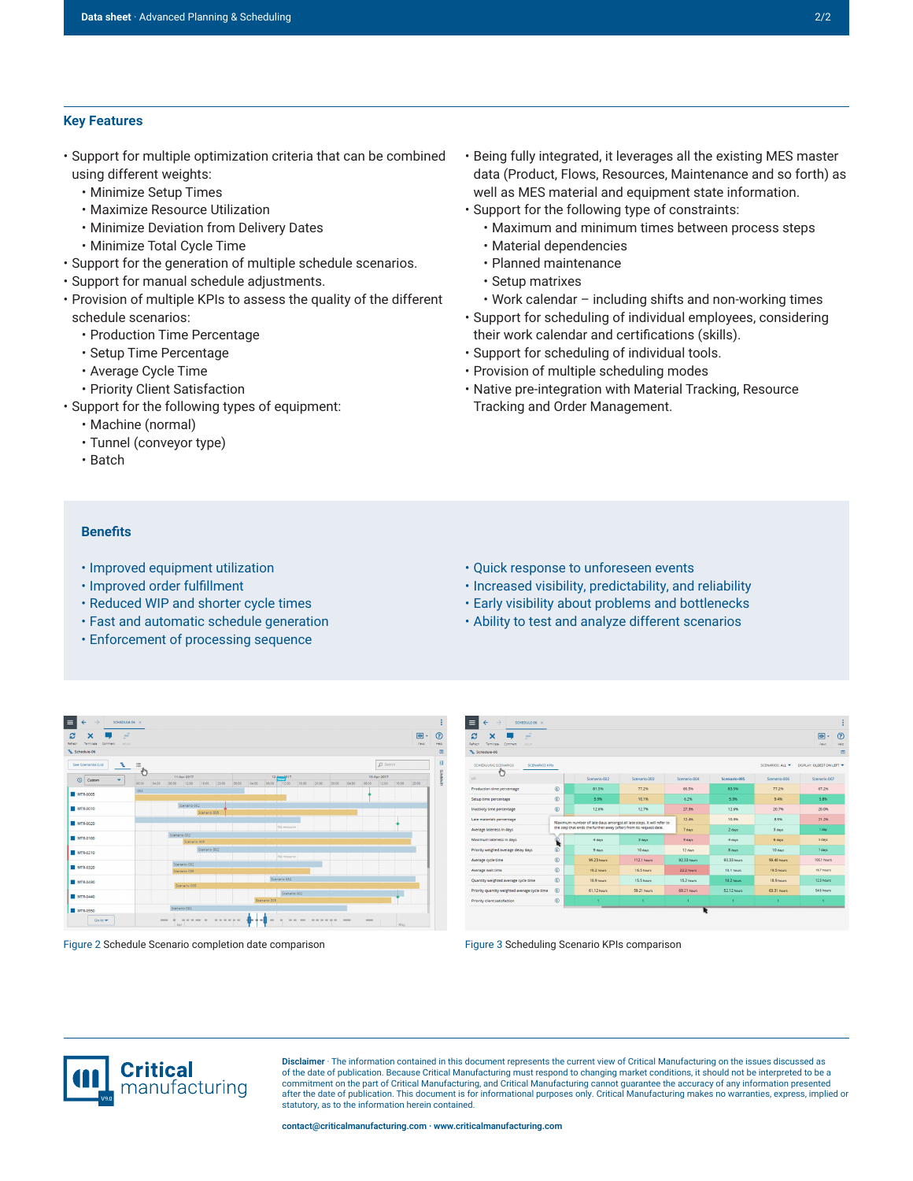## Key Features

- Support for multiple optimization criteria that can be combined using different weights:
  - Minimize Setup Times
  - Maximize Resource Utilization
  - Minimize Deviation from Delivery Dates
  - Minimize Total Cycle Time
- Support for the generation of multiple schedule scenarios.
- Support for manual schedule adjustments.
- Provision of multiple KPIs to assess the quality of the different schedule scenarios:
  - Production Time Percentage
  - Setup Time Percentage
  - Average Cycle Time
  - Priority Client Satisfaction
- Support for the following types of equipment:
  - Machine (normal)
  - Tunnel (conveyor type)
  - Batch
- Being fully integrated, it leverages all the existing MES master data (Product, Flows, Resources, Maintenance and so forth) as well as MES material and equipment state information.
- Support for the following type of constraints:
  - Maximum and minimum times between process steps
  - Material dependencies
  - Planned maintenance
  - Setup matrixes
  - Work calendar – including shifts and non-working times
- Support for scheduling of individual employees, considering their work calendar and certifications (skills).
- Support for scheduling of individual tools.
- Provision of multiple scheduling modes
- Native pre-integration with Material Tracking, Resource Tracking and Order Management.

## Benefits

- Improved equipment utilization
- Improved order fulfillment
- Reduced WIP and shorter cycle times
- Fast and automatic schedule generation
- Enforcement of processing sequence
- Quick response to unforeseen events
- Increased visibility, predictability, and reliability
- Early visibility about problems and bottlenecks
- Ability to test and analyze different scenarios

Figure 2 Schedule Scenario completion date comparison

Figure 3 Scheduling Scenario KPIs comparison

**Disclaimer** · The information contained in this document represents the current view of Critical Manufacturing on the issues discussed as of the date of publication. Because Critical Manufacturing must respond to changing market conditions, it should not be interpreted to be a commitment on the part of Critical Manufacturing, and Critical Manufacturing cannot guarantee the accuracy of any information presented after the date of publication. This document is for informational purposes only. Critical Manufacturing makes no warranties, express, implied or statutory, as to the information herein contained.

**contact@criticalmanufacturing.com · www.criticalmanufacturing.com**